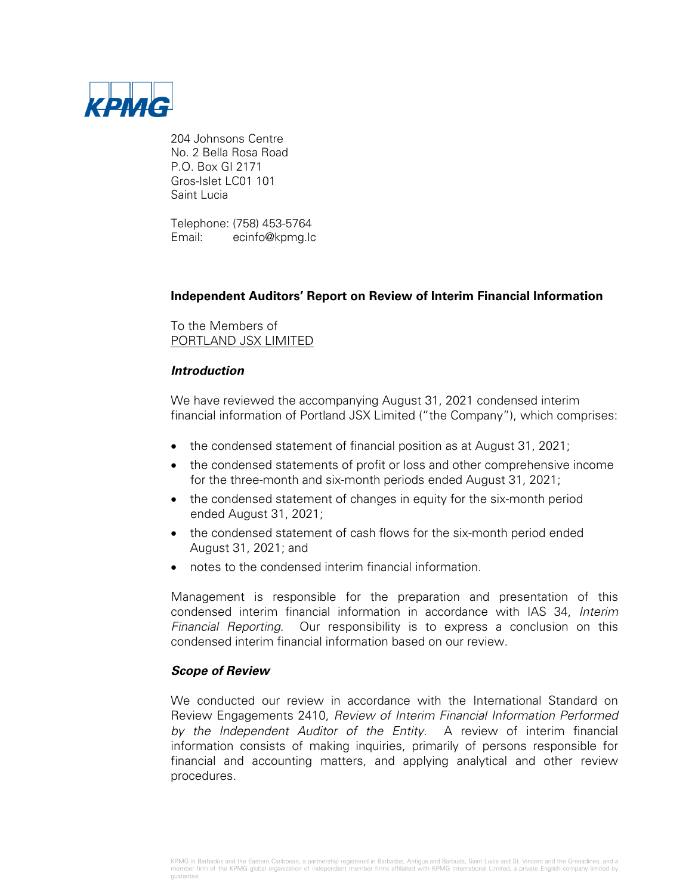KPMG

204 Johnsons Centre
No. 2 Bella Rosa Road
P.O. Box GI 2171
Gros-Islet LC01 101
Saint Lucia

Telephone: (758) 453-5764
Email: ecinfo@kpmg.lc

## Independent Auditors' Report on Review of Interim Financial Information

To the Members of
PORTLAND JSX LIMITED

### *Introduction*

We have reviewed the accompanying August 31, 2021 condensed interim financial information of Portland JSX Limited ("the Company"), which comprises:

- the condensed statement of financial position as at August 31, 2021;
- the condensed statements of profit or loss and other comprehensive income for the three-month and six-month periods ended August 31, 2021;
- the condensed statement of changes in equity for the six-month period ended August 31, 2021;
- the condensed statement of cash flows for the six-month period ended August 31, 2021; and
- notes to the condensed interim financial information.

Management is responsible for the preparation and presentation of this condensed interim financial information in accordance with IAS 34, *Interim Financial Reporting*. Our responsibility is to express a conclusion on this condensed interim financial information based on our review.

### *Scope of Review*

We conducted our review in accordance with the International Standard on Review Engagements 2410, *Review of Interim Financial Information Performed by the Independent Auditor of the Entity.* A review of interim financial information consists of making inquiries, primarily of persons responsible for financial and accounting matters, and applying analytical and other review procedures.

KPMG in Barbados and the Eastern Caribbean, a partnership registered in Barbados, Antigua and Barbuda, Saint Lucia and St. Vincent and the Grenadines, and a member firm of the KPMG global organization of independent member firms affiliated with KPMG International Limited, a private English company limited by guarantee.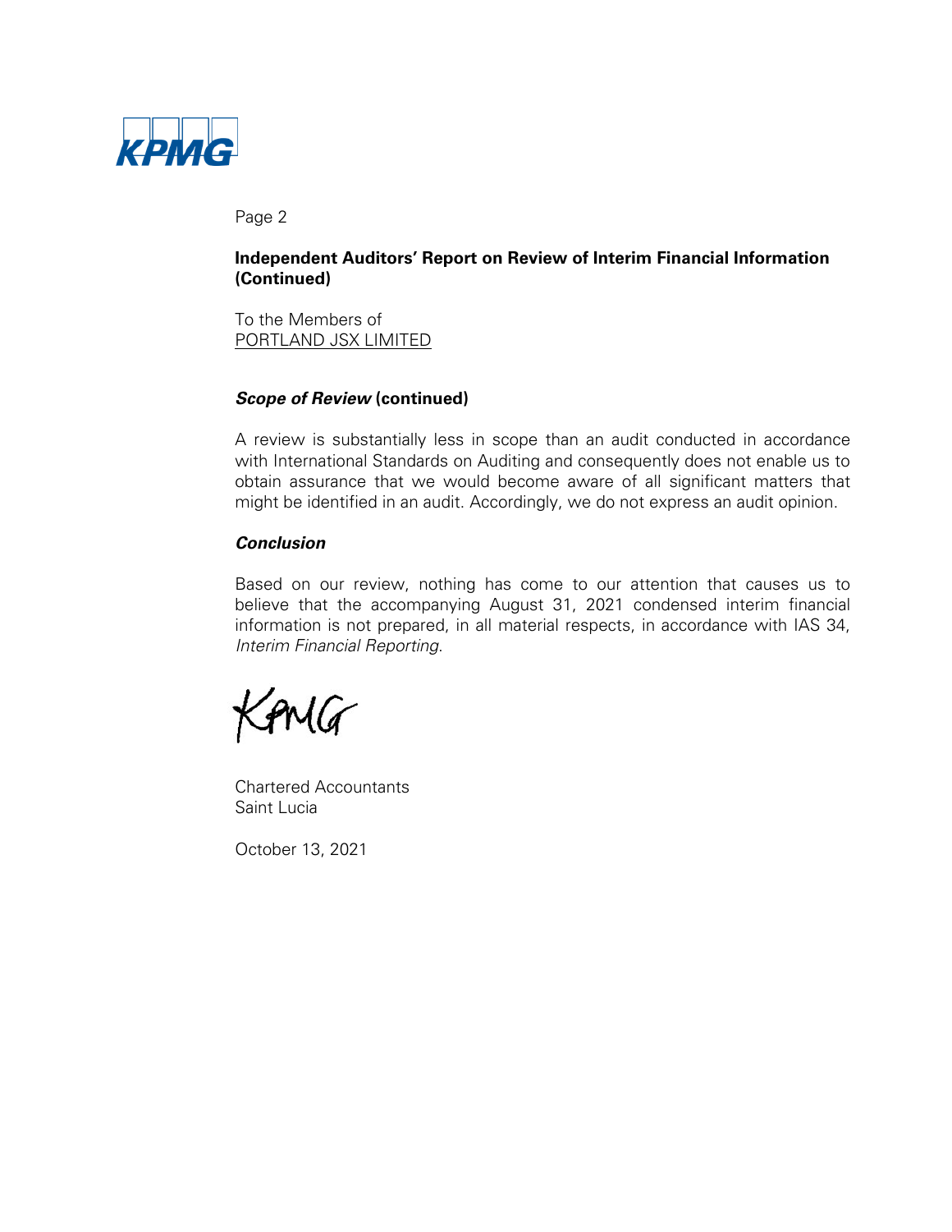**Independent Auditors' Report on Review of Interim Financial Information (Continued)**

To the Members of
PORTLAND JSX LIMITED

***Scope of Review* (continued)**

A review is substantially less in scope than an audit conducted in accordance with International Standards on Auditing and consequently does not enable us to obtain assurance that we would become aware of all significant matters that might be identified in an audit. Accordingly, we do not express an audit opinion.

***Conclusion***

Based on our review, nothing has come to our attention that causes us to believe that the accompanying August 31, 2021 condensed interim financial information is not prepared, in all material respects, in accordance with IAS 34, *Interim Financial Reporting*.

KPMG

Chartered Accountants
Saint Lucia

October 13, 2021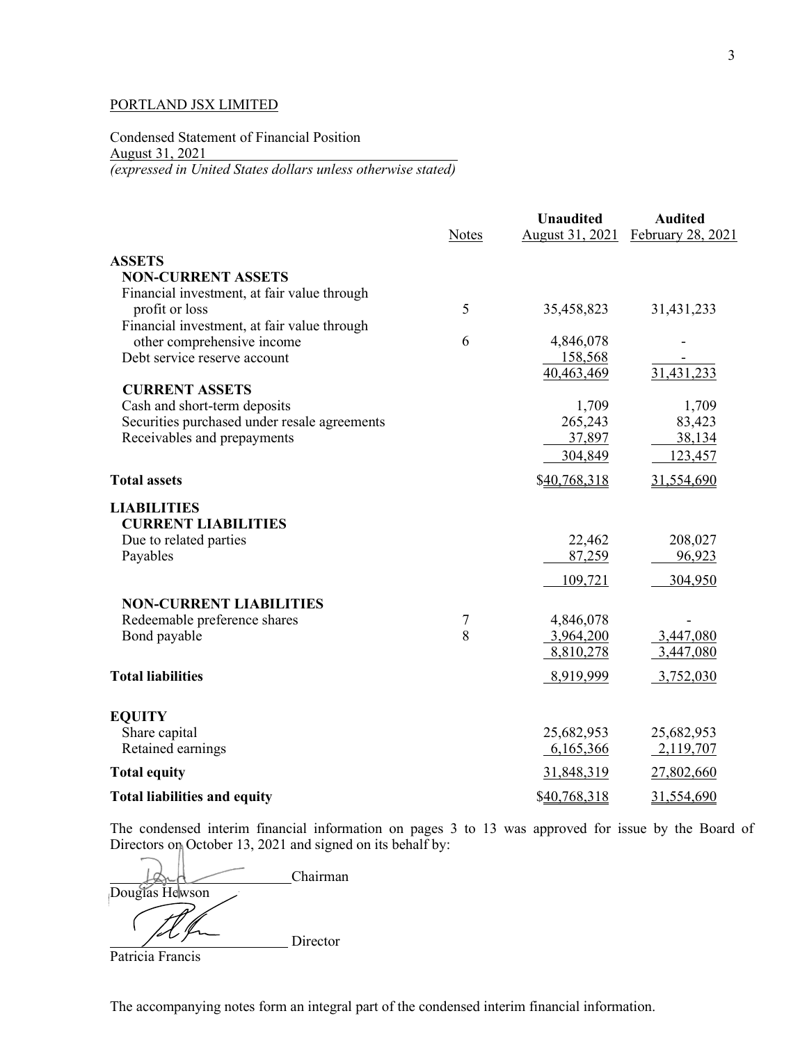PORTLAND JSX LIMITED

Condensed Statement of Financial Position
August 31, 2021
*(expressed in United States dollars unless otherwise stated)*

| | Notes | Unaudited August 31, 2021 | Audited February 28, 2021 |
|---|---|---|---|
| **ASSETS** | | | |
| **NON-CURRENT ASSETS** | | | |
| Financial investment, at fair value through profit or loss | 5 | 35,458,823 | 31,431,233 |
| Financial investment, at fair value through other comprehensive income | 6 | 4,846,078 | - |
| Debt service reserve account | | 158,568 | - |
| | | 40,463,469 | 31,431,233 |
| **CURRENT ASSETS** | | | |
| Cash and short-term deposits | | 1,709 | 1,709 |
| Securities purchased under resale agreements | | 265,243 | 83,423 |
| Receivables and prepayments | | 37,897 | 38,134 |
| | | 304,849 | 123,457 |
| **Total assets** | | $40,768,318 | 31,554,690 |
| **LIABILITIES** | | | |
| **CURRENT LIABILITIES** | | | |
| Due to related parties | | 22,462 | 208,027 |
| Payables | | 87,259 | 96,923 |
| | | 109,721 | 304,950 |
| **NON-CURRENT LIABILITIES** | | | |
| Redeemable preference shares | 7 | 4,846,078 | - |
| Bond payable | 8 | 3,964,200 | 3,447,080 |
| | | 8,810,278 | 3,447,080 |
| **Total liabilities** | | 8,919,999 | 3,752,030 |
| **EQUITY** | | | |
| Share capital | | 25,682,953 | 25,682,953 |
| Retained earnings | | 6,165,366 | 2,119,707 |
| **Total equity** | | 31,848,319 | 27,802,660 |
| **Total liabilities and equity** | | $40,768,318 | 31,554,690 |

The condensed interim financial information on pages 3 to 13 was approved for issue by the Board of Directors on October 13, 2021 and signed on its behalf by:

\_\_\_\_\_\_\_\_\_\_\_\_\_\_\_\_\_\_\_\_\_\_\_\_ Chairman
Douglas Hewson

\_\_\_\_\_\_\_\_\_\_\_\_\_\_\_\_\_\_\_\_\_\_\_\_ Director
Patricia Francis

The accompanying notes form an integral part of the condensed interim financial information.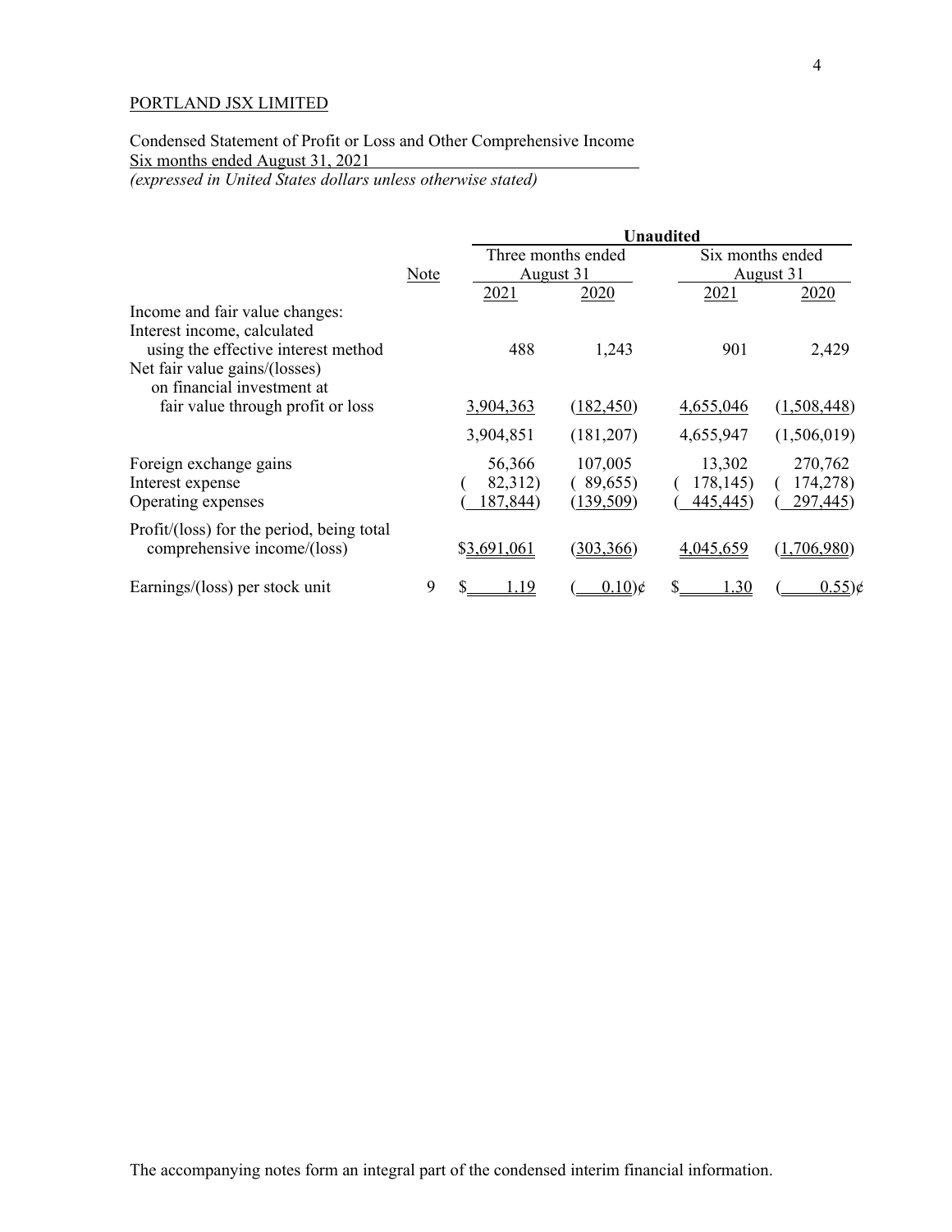PORTLAND JSX LIMITED

Condensed Statement of Profit or Loss and Other Comprehensive Income
Six months ended August 31, 2021
*(expressed in United States dollars unless otherwise stated)*

| | | Unaudited | | | |
|---|---|---|---|---|---|
| | | Three months ended August 31 | | Six months ended August 31 | |
| | Note | 2021 | 2020 | 2021 | 2020 |
| Income and fair value changes: | | | | | |
| Interest income, calculated using the effective interest method | | 488 | 1,243 | 901 | 2,429 |
| Net fair value gains/(losses) on financial investment at fair value through profit or loss | | 3,904,363 | (182,450) | 4,655,046 | (1,508,448) |
| | | 3,904,851 | (181,207) | 4,655,947 | (1,506,019) |
| Foreign exchange gains | | 56,366 | 107,005 | 13,302 | 270,762 |
| Interest expense | | ( 82,312) | ( 89,655) | ( 178,145) | ( 174,278) |
| Operating expenses | | ( 187,844) | (139,509) | ( 445,445) | ( 297,445) |
| Profit/(loss) for the period, being total comprehensive income/(loss) | | $3,691,061 | (303,366) | 4,045,659 | (1,706,980) |
| Earnings/(loss) per stock unit | 9 | $ 1.19 | ( 0.10)¢ | $ 1.30 | ( 0.55)¢ |

The accompanying notes form an integral part of the condensed interim financial information.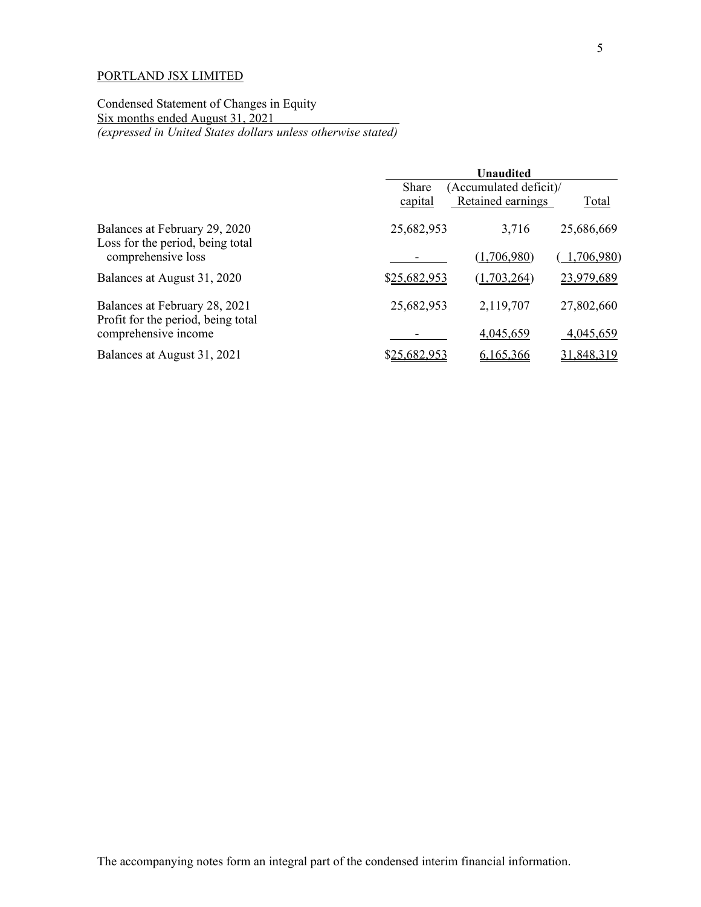PORTLAND JSX LIMITED

Condensed Statement of Changes in Equity
Six months ended August 31, 2021
*(expressed in United States dollars unless otherwise stated)*

| | Unaudited | | |
|---|---|---|---|
| | Share capital | (Accumulated deficit)/ Retained earnings | Total |
| Balances at February 29, 2020 | 25,682,953 | 3,716 | 25,686,669 |
| Loss for the period, being total comprehensive loss | - | (1,706,980) | (1,706,980) |
| Balances at August 31, 2020 | $25,682,953 | (1,703,264) | 23,979,689 |
| Balances at February 28, 2021 | 25,682,953 | 2,119,707 | 27,802,660 |
| Profit for the period, being total comprehensive income | - | 4,045,659 | 4,045,659 |
| Balances at August 31, 2021 | $25,682,953 | 6,165,366 | 31,848,319 |

The accompanying notes form an integral part of the condensed interim financial information.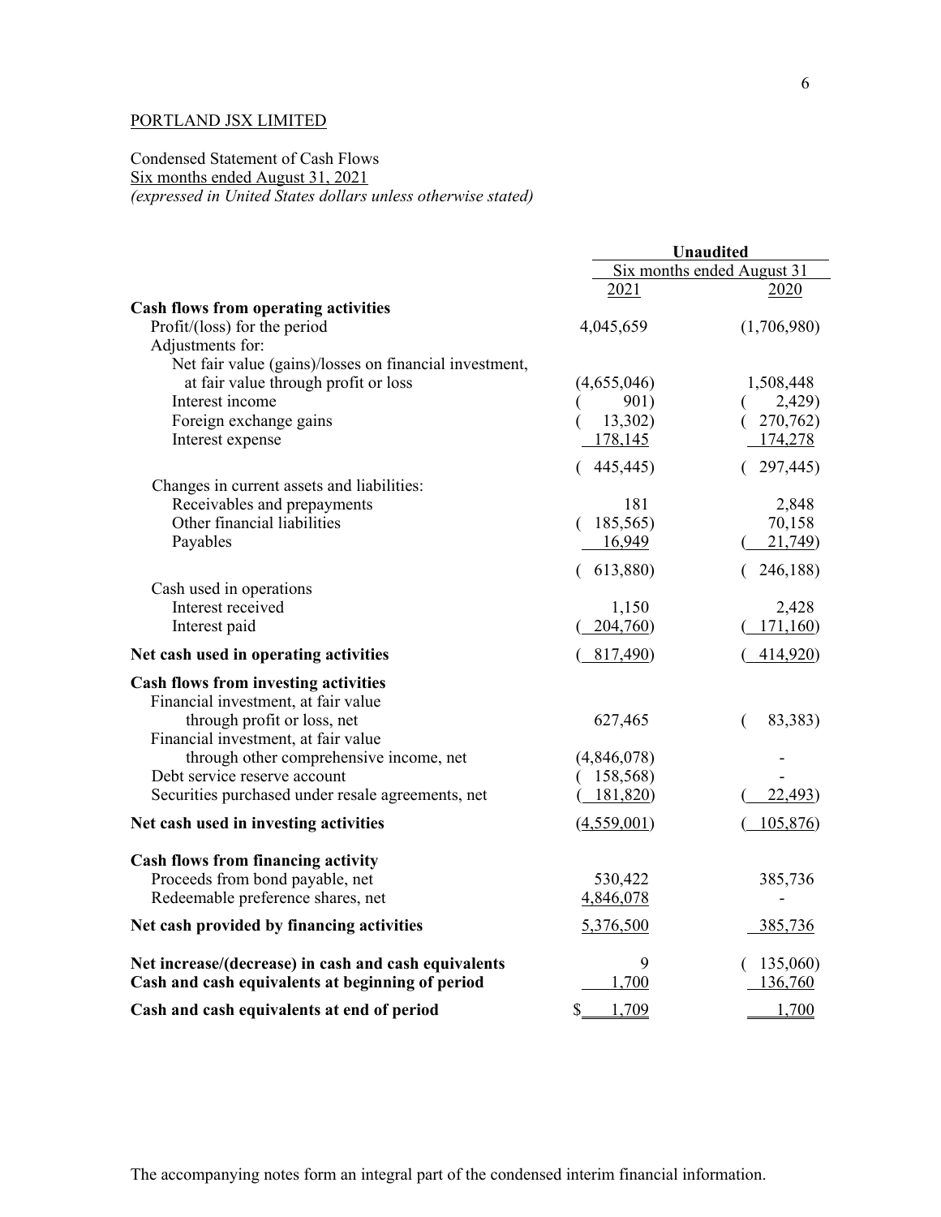PORTLAND JSX LIMITED

Condensed Statement of Cash Flows
Six months ended August 31, 2021
*(expressed in United States dollars unless otherwise stated)*

| | Unaudited | |
|---|---|---|
| | Six months ended August 31 | |
| | 2021 | 2020 |
| **Cash flows from operating activities** | | |
| Profit/(loss) for the period | 4,045,659 | (1,706,980) |
| Adjustments for: | | |
| Net fair value (gains)/losses on financial investment, at fair value through profit or loss | (4,655,046) | 1,508,448 |
| Interest income | ( 901) | ( 2,429) |
| Foreign exchange gains | ( 13,302) | ( 270,762) |
| Interest expense | 178,145 | 174,278 |
| | ( 445,445) | ( 297,445) |
| Changes in current assets and liabilities: | | |
| Receivables and prepayments | 181 | 2,848 |
| Other financial liabilities | ( 185,565) | 70,158 |
| Payables | 16,949 | ( 21,749) |
| | ( 613,880) | ( 246,188) |
| Cash used in operations | | |
| Interest received | 1,150 | 2,428 |
| Interest paid | ( 204,760) | ( 171,160) |
| **Net cash used in operating activities** | ( 817,490) | ( 414,920) |
| **Cash flows from investing activities** | | |
| Financial investment, at fair value through profit or loss, net | 627,465 | ( 83,383) |
| Financial investment, at fair value through other comprehensive income, net | (4,846,078) | - |
| Debt service reserve account | ( 158,568) | - |
| Securities purchased under resale agreements, net | ( 181,820) | ( 22,493) |
| **Net cash used in investing activities** | (4,559,001) | ( 105,876) |
| **Cash flows from financing activity** | | |
| Proceeds from bond payable, net | 530,422 | 385,736 |
| Redeemable preference shares, net | 4,846,078 | - |
| **Net cash provided by financing activities** | 5,376,500 | 385,736 |
| **Net increase/(decrease) in cash and cash equivalents** | 9 | ( 135,060) |
| **Cash and cash equivalents at beginning of period** | 1,700 | 136,760 |
| **Cash and cash equivalents at end of period** | $ 1,709 | 1,700 |

The accompanying notes form an integral part of the condensed interim financial information.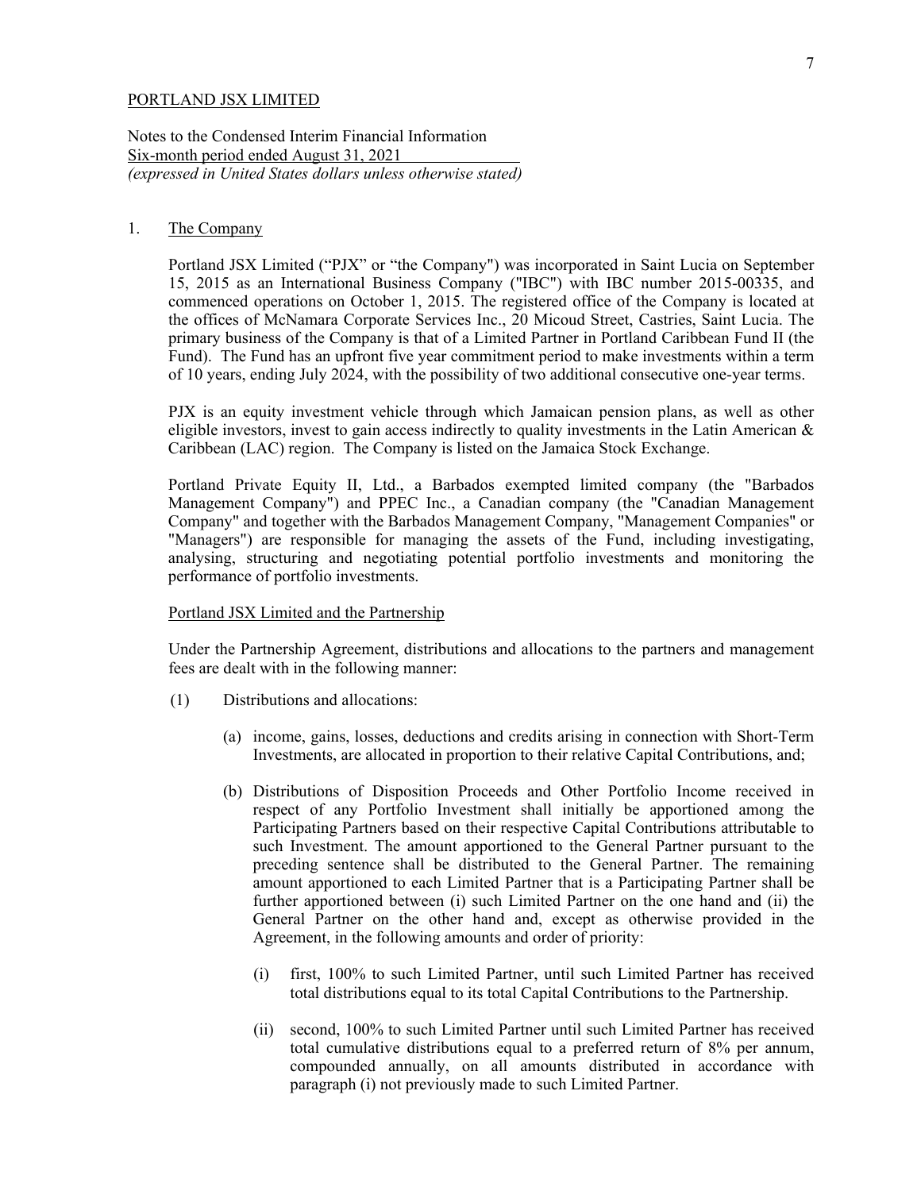PORTLAND JSX LIMITED

Notes to the Condensed Interim Financial Information
Six-month period ended August 31, 2021
*(expressed in United States dollars unless otherwise stated)*

## 1. The Company

Portland JSX Limited ("PJX" or "the Company") was incorporated in Saint Lucia on September 15, 2015 as an International Business Company ("IBC") with IBC number 2015-00335, and commenced operations on October 1, 2015. The registered office of the Company is located at the offices of McNamara Corporate Services Inc., 20 Micoud Street, Castries, Saint Lucia. The primary business of the Company is that of a Limited Partner in Portland Caribbean Fund II (the Fund). The Fund has an upfront five year commitment period to make investments within a term of 10 years, ending July 2024, with the possibility of two additional consecutive one-year terms.

PJX is an equity investment vehicle through which Jamaican pension plans, as well as other eligible investors, invest to gain access indirectly to quality investments in the Latin American & Caribbean (LAC) region. The Company is listed on the Jamaica Stock Exchange.

Portland Private Equity II, Ltd., a Barbados exempted limited company (the "Barbados Management Company") and PPEC Inc., a Canadian company (the "Canadian Management Company" and together with the Barbados Management Company, "Management Companies" or "Managers") are responsible for managing the assets of the Fund, including investigating, analysing, structuring and negotiating potential portfolio investments and monitoring the performance of portfolio investments.

### Portland JSX Limited and the Partnership

Under the Partnership Agreement, distributions and allocations to the partners and management fees are dealt with in the following manner:

(1) Distributions and allocations:

(a) income, gains, losses, deductions and credits arising in connection with Short-Term Investments, are allocated in proportion to their relative Capital Contributions, and;

(b) Distributions of Disposition Proceeds and Other Portfolio Income received in respect of any Portfolio Investment shall initially be apportioned among the Participating Partners based on their respective Capital Contributions attributable to such Investment. The amount apportioned to the General Partner pursuant to the preceding sentence shall be distributed to the General Partner. The remaining amount apportioned to each Limited Partner that is a Participating Partner shall be further apportioned between (i) such Limited Partner on the one hand and (ii) the General Partner on the other hand and, except as otherwise provided in the Agreement, in the following amounts and order of priority:

(i) first, 100% to such Limited Partner, until such Limited Partner has received total distributions equal to its total Capital Contributions to the Partnership.

(ii) second, 100% to such Limited Partner until such Limited Partner has received total cumulative distributions equal to a preferred return of 8% per annum, compounded annually, on all amounts distributed in accordance with paragraph (i) not previously made to such Limited Partner.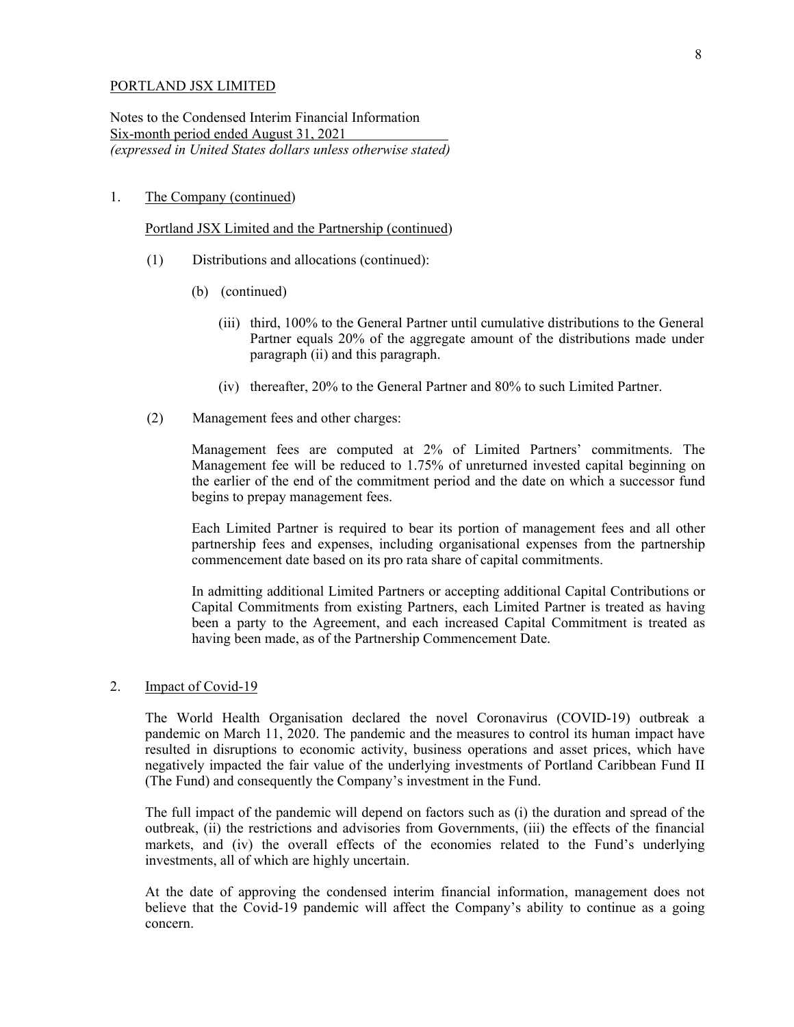PORTLAND JSX LIMITED

Notes to the Condensed Interim Financial Information
Six-month period ended August 31, 2021
*(expressed in United States dollars unless otherwise stated)*

1. The Company (continued)

   Portland JSX Limited and the Partnership (continued)

   (1) Distributions and allocations (continued):

      (b) (continued)

         (iii) third, 100% to the General Partner until cumulative distributions to the General Partner equals 20% of the aggregate amount of the distributions made under paragraph (ii) and this paragraph.

         (iv) thereafter, 20% to the General Partner and 80% to such Limited Partner.

   (2) Management fees and other charges:

      Management fees are computed at 2% of Limited Partners' commitments. The Management fee will be reduced to 1.75% of unreturned invested capital beginning on the earlier of the end of the commitment period and the date on which a successor fund begins to prepay management fees.

      Each Limited Partner is required to bear its portion of management fees and all other partnership fees and expenses, including organisational expenses from the partnership commencement date based on its pro rata share of capital commitments.

      In admitting additional Limited Partners or accepting additional Capital Contributions or Capital Commitments from existing Partners, each Limited Partner is treated as having been a party to the Agreement, and each increased Capital Commitment is treated as having been made, as of the Partnership Commencement Date.

2. Impact of Covid-19

   The World Health Organisation declared the novel Coronavirus (COVID-19) outbreak a pandemic on March 11, 2020. The pandemic and the measures to control its human impact have resulted in disruptions to economic activity, business operations and asset prices, which have negatively impacted the fair value of the underlying investments of Portland Caribbean Fund II (The Fund) and consequently the Company's investment in the Fund.

   The full impact of the pandemic will depend on factors such as (i) the duration and spread of the outbreak, (ii) the restrictions and advisories from Governments, (iii) the effects of the financial markets, and (iv) the overall effects of the economies related to the Fund's underlying investments, all of which are highly uncertain.

   At the date of approving the condensed interim financial information, management does not believe that the Covid-19 pandemic will affect the Company's ability to continue as a going concern.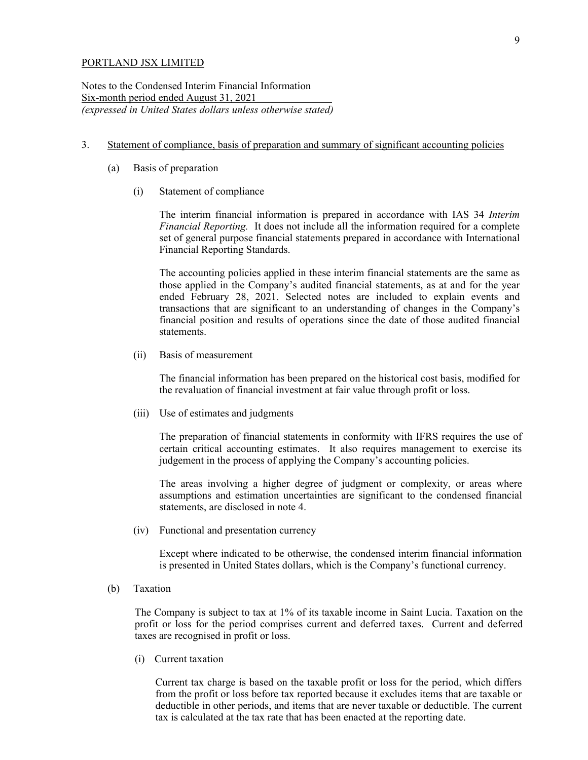PORTLAND JSX LIMITED

Notes to the Condensed Interim Financial Information
Six-month period ended August 31, 2021
*(expressed in United States dollars unless otherwise stated)*

3. Statement of compliance, basis of preparation and summary of significant accounting policies

   (a) Basis of preparation

      (i) Statement of compliance

      The interim financial information is prepared in accordance with IAS 34 *Interim Financial Reporting.* It does not include all the information required for a complete set of general purpose financial statements prepared in accordance with International Financial Reporting Standards.

      The accounting policies applied in these interim financial statements are the same as those applied in the Company's audited financial statements, as at and for the year ended February 28, 2021. Selected notes are included to explain events and transactions that are significant to an understanding of changes in the Company's financial position and results of operations since the date of those audited financial statements.

      (ii) Basis of measurement

      The financial information has been prepared on the historical cost basis, modified for the revaluation of financial investment at fair value through profit or loss.

      (iii) Use of estimates and judgments

      The preparation of financial statements in conformity with IFRS requires the use of certain critical accounting estimates. It also requires management to exercise its judgement in the process of applying the Company's accounting policies.

      The areas involving a higher degree of judgment or complexity, or areas where assumptions and estimation uncertainties are significant to the condensed financial statements, are disclosed in note 4.

      (iv) Functional and presentation currency

      Except where indicated to be otherwise, the condensed interim financial information is presented in United States dollars, which is the Company's functional currency.

   (b) Taxation

   The Company is subject to tax at 1% of its taxable income in Saint Lucia. Taxation on the profit or loss for the period comprises current and deferred taxes. Current and deferred taxes are recognised in profit or loss.

      (i) Current taxation

      Current tax charge is based on the taxable profit or loss for the period, which differs from the profit or loss before tax reported because it excludes items that are taxable or deductible in other periods, and items that are never taxable or deductible. The current tax is calculated at the tax rate that has been enacted at the reporting date.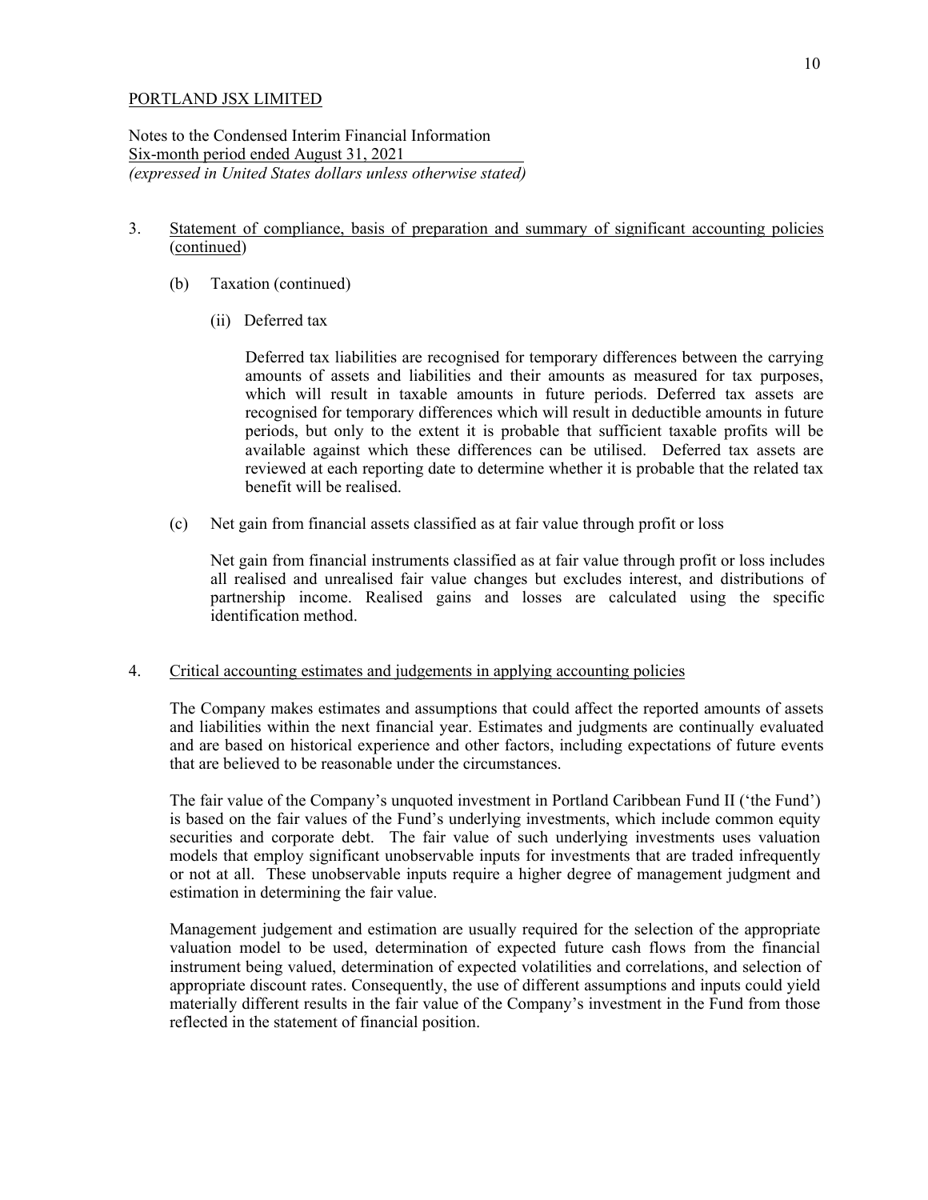PORTLAND JSX LIMITED

Notes to the Condensed Interim Financial Information
Six-month period ended August 31, 2021
*(expressed in United States dollars unless otherwise stated)*

3. Statement of compliance, basis of preparation and summary of significant accounting policies (continued)

   (b) Taxation (continued)

      (ii) Deferred tax

      Deferred tax liabilities are recognised for temporary differences between the carrying amounts of assets and liabilities and their amounts as measured for tax purposes, which will result in taxable amounts in future periods. Deferred tax assets are recognised for temporary differences which will result in deductible amounts in future periods, but only to the extent it is probable that sufficient taxable profits will be available against which these differences can be utilised. Deferred tax assets are reviewed at each reporting date to determine whether it is probable that the related tax benefit will be realised.

   (c) Net gain from financial assets classified as at fair value through profit or loss

   Net gain from financial instruments classified as at fair value through profit or loss includes all realised and unrealised fair value changes but excludes interest, and distributions of partnership income. Realised gains and losses are calculated using the specific identification method.

4. Critical accounting estimates and judgements in applying accounting policies

The Company makes estimates and assumptions that could affect the reported amounts of assets and liabilities within the next financial year. Estimates and judgments are continually evaluated and are based on historical experience and other factors, including expectations of future events that are believed to be reasonable under the circumstances.

The fair value of the Company's unquoted investment in Portland Caribbean Fund II ('the Fund') is based on the fair values of the Fund's underlying investments, which include common equity securities and corporate debt. The fair value of such underlying investments uses valuation models that employ significant unobservable inputs for investments that are traded infrequently or not at all. These unobservable inputs require a higher degree of management judgment and estimation in determining the fair value.

Management judgement and estimation are usually required for the selection of the appropriate valuation model to be used, determination of expected future cash flows from the financial instrument being valued, determination of expected volatilities and correlations, and selection of appropriate discount rates. Consequently, the use of different assumptions and inputs could yield materially different results in the fair value of the Company's investment in the Fund from those reflected in the statement of financial position.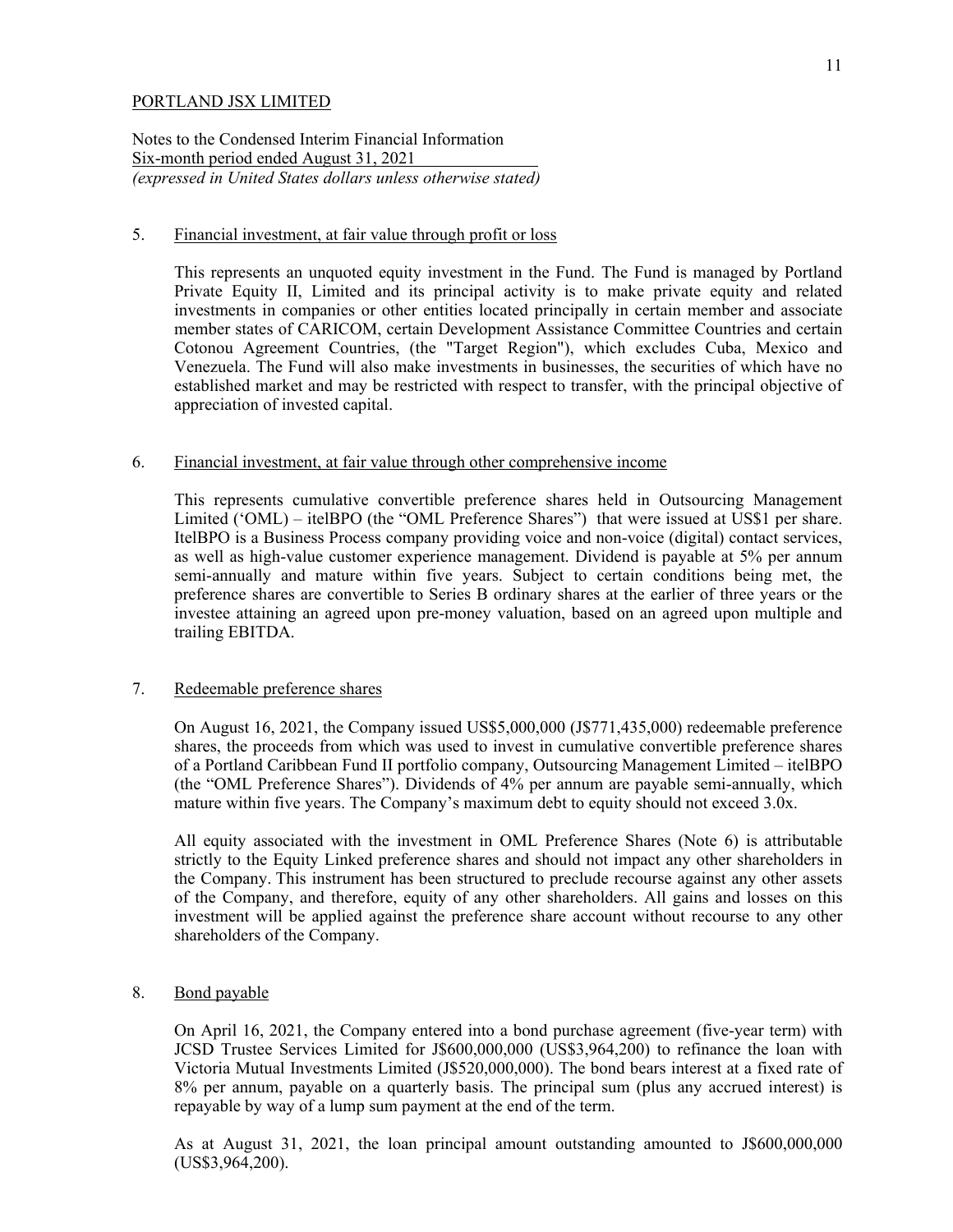PORTLAND JSX LIMITED

Notes to the Condensed Interim Financial Information
Six-month period ended August 31, 2021
*(expressed in United States dollars unless otherwise stated)*

## 5. Financial investment, at fair value through profit or loss

This represents an unquoted equity investment in the Fund. The Fund is managed by Portland Private Equity II, Limited and its principal activity is to make private equity and related investments in companies or other entities located principally in certain member and associate member states of CARICOM, certain Development Assistance Committee Countries and certain Cotonou Agreement Countries, (the "Target Region"), which excludes Cuba, Mexico and Venezuela. The Fund will also make investments in businesses, the securities of which have no established market and may be restricted with respect to transfer, with the principal objective of appreciation of invested capital.

## 6. Financial investment, at fair value through other comprehensive income

This represents cumulative convertible preference shares held in Outsourcing Management Limited ('OML) – itelBPO (the "OML Preference Shares") that were issued at US$1 per share. ItelBPO is a Business Process company providing voice and non-voice (digital) contact services, as well as high-value customer experience management. Dividend is payable at 5% per annum semi-annually and mature within five years. Subject to certain conditions being met, the preference shares are convertible to Series B ordinary shares at the earlier of three years or the investee attaining an agreed upon pre-money valuation, based on an agreed upon multiple and trailing EBITDA.

## 7. Redeemable preference shares

On August 16, 2021, the Company issued US$5,000,000 (J$771,435,000) redeemable preference shares, the proceeds from which was used to invest in cumulative convertible preference shares of a Portland Caribbean Fund II portfolio company, Outsourcing Management Limited – itelBPO (the "OML Preference Shares"). Dividends of 4% per annum are payable semi-annually, which mature within five years. The Company's maximum debt to equity should not exceed 3.0x.

All equity associated with the investment in OML Preference Shares (Note 6) is attributable strictly to the Equity Linked preference shares and should not impact any other shareholders in the Company. This instrument has been structured to preclude recourse against any other assets of the Company, and therefore, equity of any other shareholders. All gains and losses on this investment will be applied against the preference share account without recourse to any other shareholders of the Company.

## 8. Bond payable

On April 16, 2021, the Company entered into a bond purchase agreement (five-year term) with JCSD Trustee Services Limited for J$600,000,000 (US$3,964,200) to refinance the loan with Victoria Mutual Investments Limited (J$520,000,000). The bond bears interest at a fixed rate of 8% per annum, payable on a quarterly basis. The principal sum (plus any accrued interest) is repayable by way of a lump sum payment at the end of the term.

As at August 31, 2021, the loan principal amount outstanding amounted to J$600,000,000 (US$3,964,200).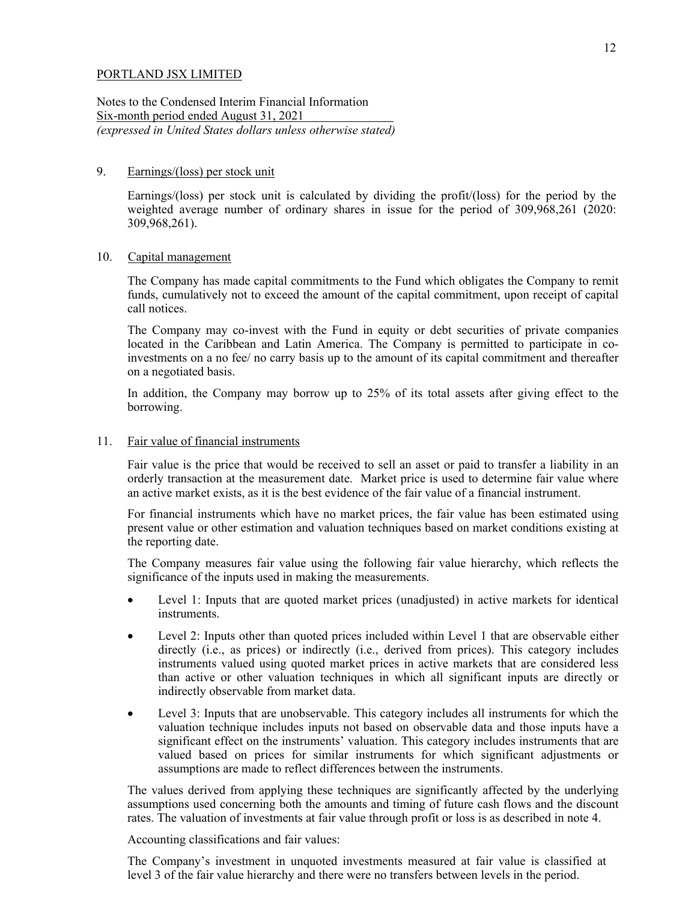PORTLAND JSX LIMITED

Notes to the Condensed Interim Financial Information
Six-month period ended August 31, 2021
*(expressed in United States dollars unless otherwise stated)*

## 9. Earnings/(loss) per stock unit

Earnings/(loss) per stock unit is calculated by dividing the profit/(loss) for the period by the weighted average number of ordinary shares in issue for the period of 309,968,261 (2020: 309,968,261).

## 10. Capital management

The Company has made capital commitments to the Fund which obligates the Company to remit funds, cumulatively not to exceed the amount of the capital commitment, upon receipt of capital call notices.

The Company may co-invest with the Fund in equity or debt securities of private companies located in the Caribbean and Latin America. The Company is permitted to participate in co-investments on a no fee/ no carry basis up to the amount of its capital commitment and thereafter on a negotiated basis.

In addition, the Company may borrow up to 25% of its total assets after giving effect to the borrowing.

## 11. Fair value of financial instruments

Fair value is the price that would be received to sell an asset or paid to transfer a liability in an orderly transaction at the measurement date. Market price is used to determine fair value where an active market exists, as it is the best evidence of the fair value of a financial instrument.

For financial instruments which have no market prices, the fair value has been estimated using present value or other estimation and valuation techniques based on market conditions existing at the reporting date.

The Company measures fair value using the following fair value hierarchy, which reflects the significance of the inputs used in making the measurements.

- Level 1: Inputs that are quoted market prices (unadjusted) in active markets for identical instruments.
- Level 2: Inputs other than quoted prices included within Level 1 that are observable either directly (i.e., as prices) or indirectly (i.e., derived from prices). This category includes instruments valued using quoted market prices in active markets that are considered less than active or other valuation techniques in which all significant inputs are directly or indirectly observable from market data.
- Level 3: Inputs that are unobservable. This category includes all instruments for which the valuation technique includes inputs not based on observable data and those inputs have a significant effect on the instruments' valuation. This category includes instruments that are valued based on prices for similar instruments for which significant adjustments or assumptions are made to reflect differences between the instruments.

The values derived from applying these techniques are significantly affected by the underlying assumptions used concerning both the amounts and timing of future cash flows and the discount rates. The valuation of investments at fair value through profit or loss is as described in note 4.

Accounting classifications and fair values:

The Company's investment in unquoted investments measured at fair value is classified at level 3 of the fair value hierarchy and there were no transfers between levels in the period.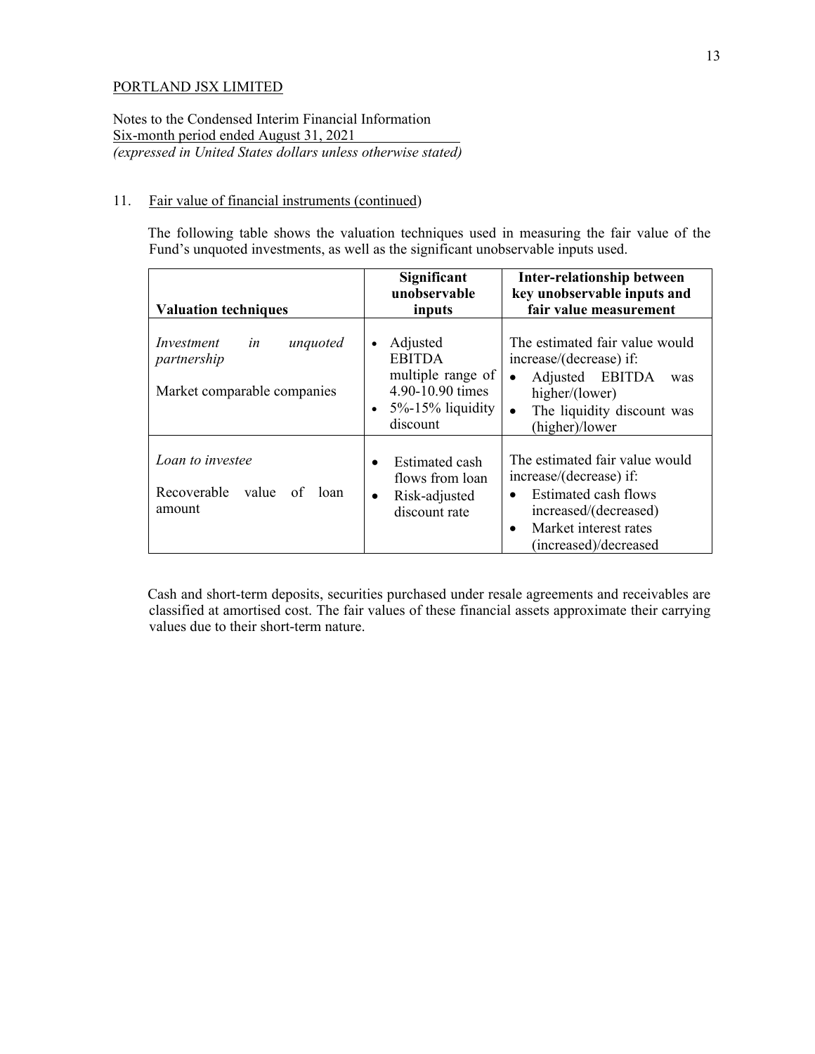PORTLAND JSX LIMITED

Notes to the Condensed Interim Financial Information
Six-month period ended August 31, 2021
*(expressed in United States dollars unless otherwise stated)*

11. Fair value of financial instruments (continued)

The following table shows the valuation techniques used in measuring the fair value of the Fund's unquoted investments, as well as the significant unobservable inputs used.

| **Valuation techniques** | **Significant unobservable inputs** | **Inter-relationship between key unobservable inputs and fair value measurement** |
|---|---|---|
| *Investment in unquoted partnership*<br><br>Market comparable companies | • Adjusted EBITDA multiple range of 4.90-10.90 times<br>• 5%-15% liquidity discount | The estimated fair value would increase/(decrease) if:<br>• Adjusted EBITDA was higher/(lower)<br>• The liquidity discount was (higher)/lower |
| *Loan to investee*<br><br>Recoverable value of loan amount | • Estimated cash flows from loan<br>• Risk-adjusted discount rate | The estimated fair value would increase/(decrease) if:<br>• Estimated cash flows increased/(decreased)<br>• Market interest rates (increased)/decreased |

Cash and short-term deposits, securities purchased under resale agreements and receivables are classified at amortised cost. The fair values of these financial assets approximate their carrying values due to their short-term nature.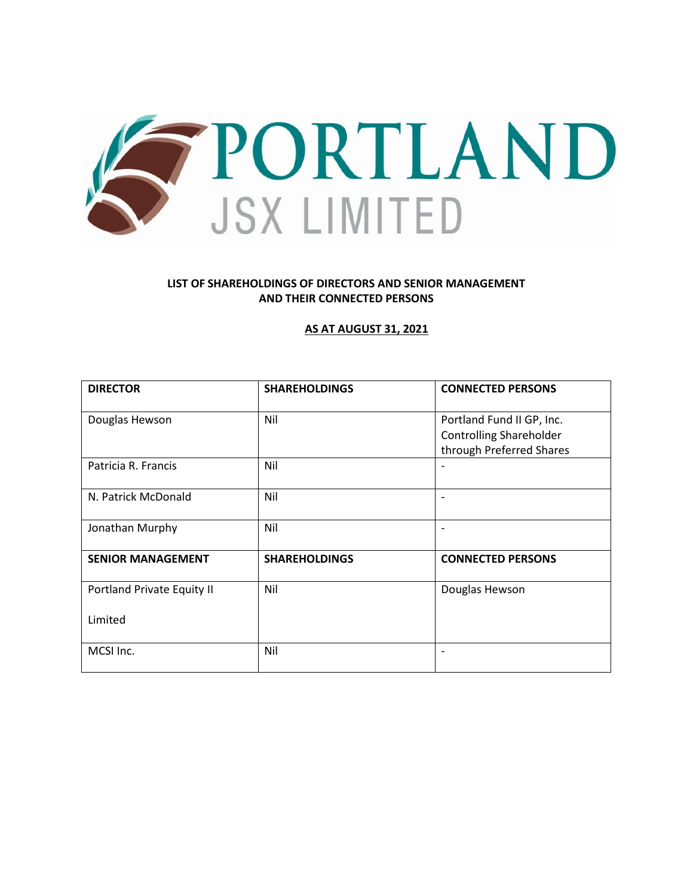PORTLAND
JSX LIMITED

**LIST OF SHAREHOLDINGS OF DIRECTORS AND SENIOR MANAGEMENT AND THEIR CONNECTED PERSONS**

**AS AT AUGUST 31, 2021**

| **DIRECTOR** | **SHAREHOLDINGS** | **CONNECTED PERSONS** |
|---|---|---|
| Douglas Hewson | Nil | Portland Fund II GP, Inc. Controlling Shareholder through Preferred Shares |
| Patricia R. Francis | Nil | - |
| N. Patrick McDonald | Nil | - |
| Jonathan Murphy | Nil | - |
| **SENIOR MANAGEMENT** | **SHAREHOLDINGS** | **CONNECTED PERSONS** |
| Portland Private Equity II Limited | Nil | Douglas Hewson |
| MCSI Inc. | Nil | - |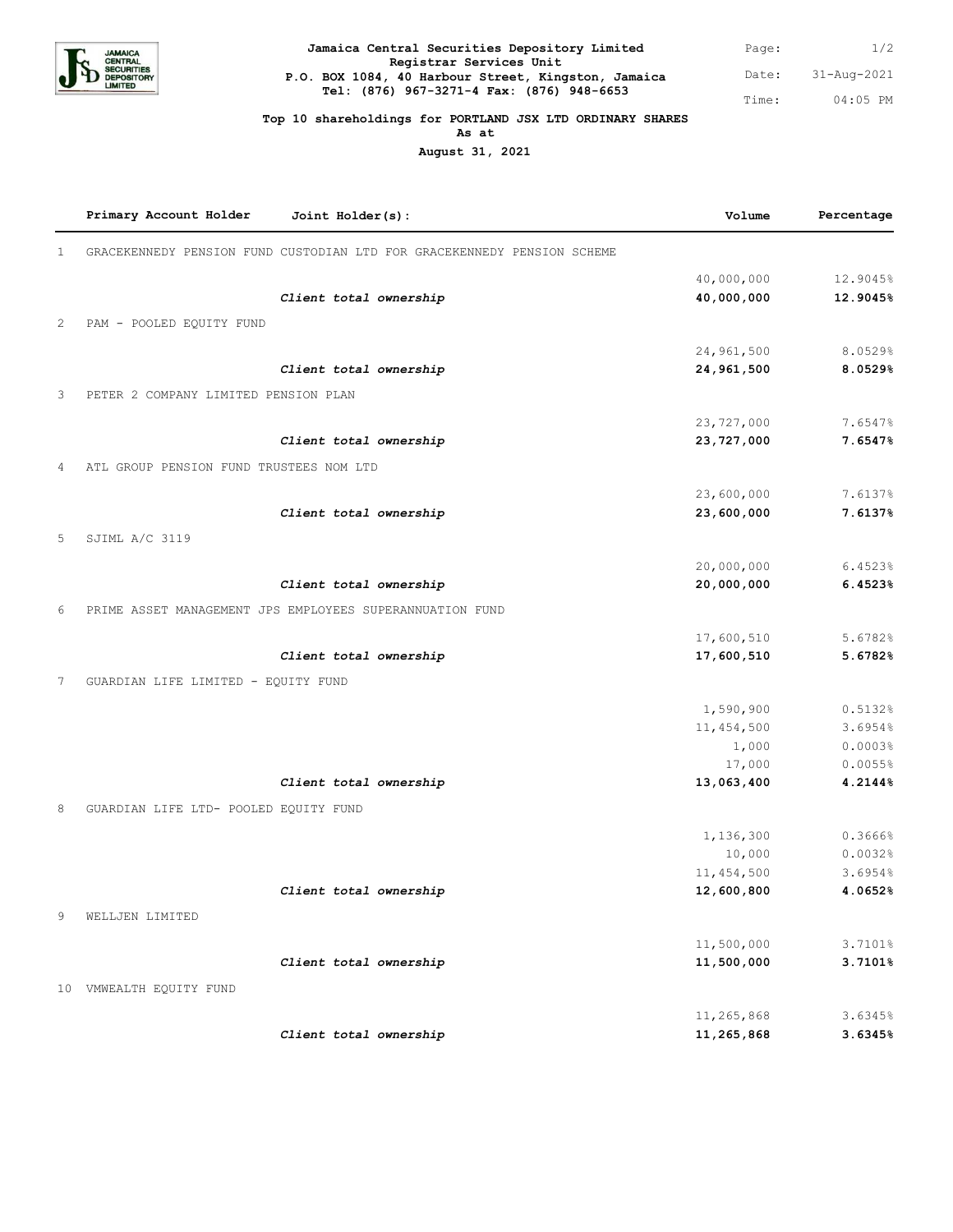**Jamaica Central Securities Depository Limited**
**Registrar Services Unit**
**P.O. BOX 1084, 40 Harbour Street, Kingston, Jamaica**
**Tel: (876) 967-3271-4 Fax: (876) 948-6653**

Date: 31-Aug-2021
Time: 04:05 PM

**Top 10 shareholdings for PORTLAND JSX LTD ORDINARY SHARES**
**As at**
**August 31, 2021**

| | Primary Account Holder | Joint Holder(s): | Volume | Percentage |
|---|---|---|---|---|
| 1 | GRACEKENNEDY PENSION FUND CUSTODIAN LTD FOR GRACEKENNEDY PENSION SCHEME | | | |
| | | | 40,000,000 | 12.9045% |
| | | ***Client total ownership*** | **40,000,000** | **12.9045%** |
| 2 | PAM - POOLED EQUITY FUND | | | |
| | | | 24,961,500 | 8.0529% |
| | | ***Client total ownership*** | **24,961,500** | **8.0529%** |
| 3 | PETER 2 COMPANY LIMITED PENSION PLAN | | | |
| | | | 23,727,000 | 7.6547% |
| | | ***Client total ownership*** | **23,727,000** | **7.6547%** |
| 4 | ATL GROUP PENSION FUND TRUSTEES NOM LTD | | | |
| | | | 23,600,000 | 7.6137% |
| | | ***Client total ownership*** | **23,600,000** | **7.6137%** |
| 5 | SJIML A/C 3119 | | | |
| | | | 20,000,000 | 6.4523% |
| | | ***Client total ownership*** | **20,000,000** | **6.4523%** |
| 6 | PRIME ASSET MANAGEMENT JPS EMPLOYEES SUPERANNUATION FUND | | | |
| | | | 17,600,510 | 5.6782% |
| | | ***Client total ownership*** | **17,600,510** | **5.6782%** |
| 7 | GUARDIAN LIFE LIMITED - EQUITY FUND | | | |
| | | | 1,590,900 | 0.5132% |
| | | | 11,454,500 | 3.6954% |
| | | | 1,000 | 0.0003% |
| | | | 17,000 | 0.0055% |
| | | ***Client total ownership*** | **13,063,400** | **4.2144%** |
| 8 | GUARDIAN LIFE LTD- POOLED EQUITY FUND | | | |
| | | | 1,136,300 | 0.3666% |
| | | | 10,000 | 0.0032% |
| | | | 11,454,500 | 3.6954% |
| | | ***Client total ownership*** | **12,600,800** | **4.0652%** |
| 9 | WELLJEN LIMITED | | | |
| | | | 11,500,000 | 3.7101% |
| | | ***Client total ownership*** | **11,500,000** | **3.7101%** |
| 10 | VMWEALTH EQUITY FUND | | | |
| | | | 11,265,868 | 3.6345% |
| | | ***Client total ownership*** | **11,265,868** | **3.6345%** |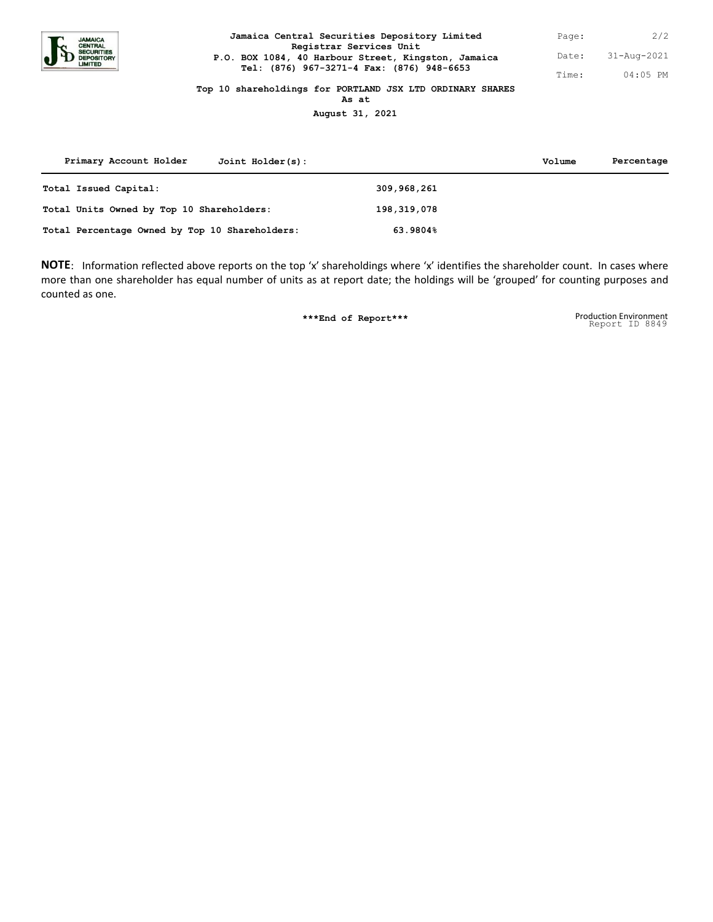**Jamaica Central Securities Depository Limited**
**Registrar Services Unit**
**P.O. BOX 1084, 40 Harbour Street, Kingston, Jamaica**
**Tel: (876) 967-3271-4 Fax: (876) 948-6653**

Date: 31-Aug-2021
Time: 04:05 PM

**Top 10 shareholdings for PORTLAND JSX LTD ORDINARY SHARES**
**As at**
**August 31, 2021**

| Primary Account Holder | Joint Holder(s): | Volume | Percentage |
|---|---|---|---|

| | |
|---|---|
| **Total Issued Capital:** | **309,968,261** |
| **Total Units Owned by Top 10 Shareholders:** | **198,319,078** |
| **Total Percentage Owned by Top 10 Shareholders:** | **63.9804%** |

**NOTE**: Information reflected above reports on the top 'x' shareholdings where 'x' identifies the shareholder count. In cases where more than one shareholder has equal number of units as at report date; the holdings will be 'grouped' for counting purposes and counted as one.

**\*\*\*End of Report\*\*\***

Production Environment
Report ID 8849